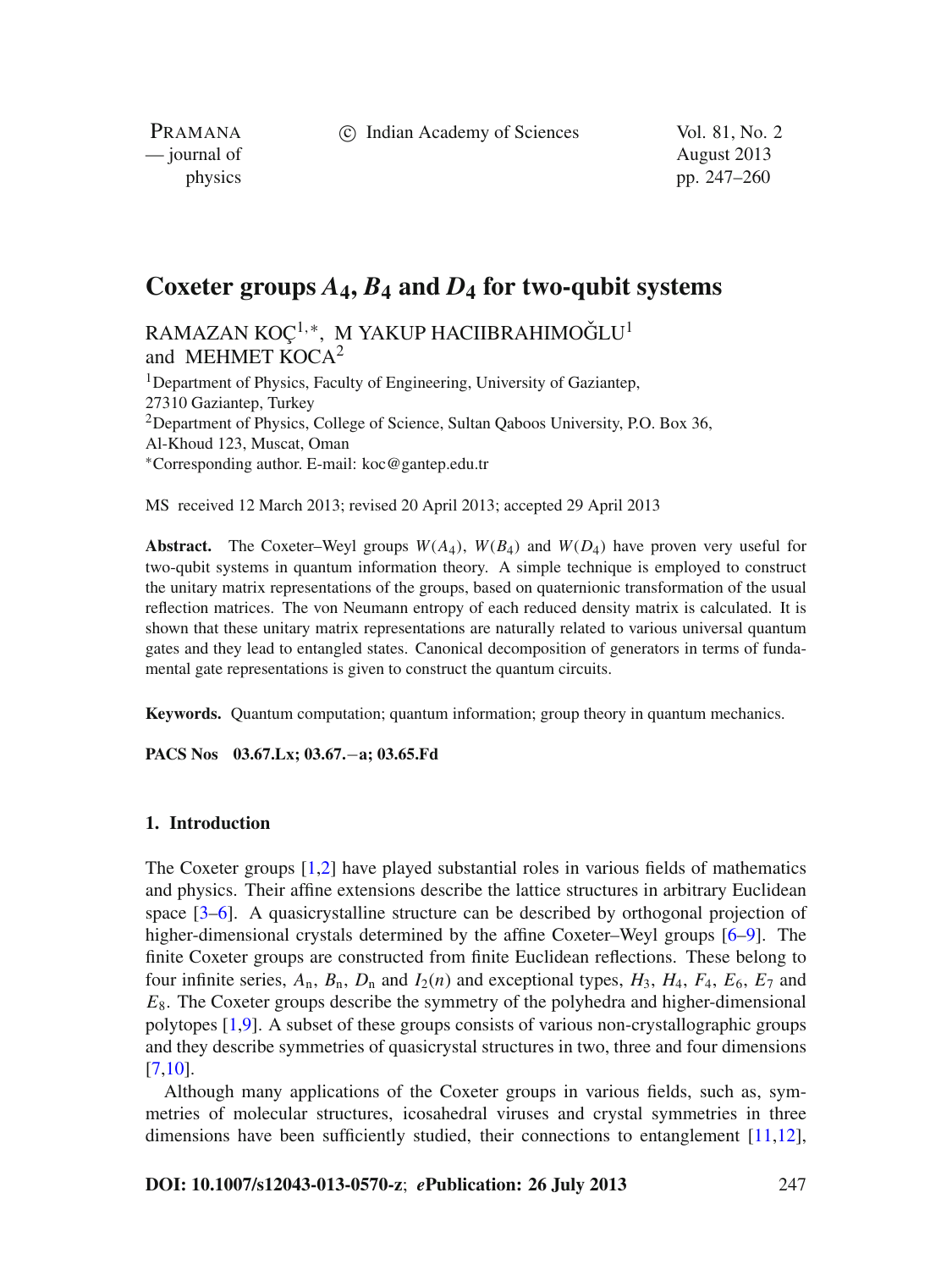# Coxeter groups $A_4$, $B_4$ and $D_4$ for two-qubit systems

RAMAZAN KOÇ[1,*], M YAKUP HACIIBRAHIMOĞLU[1] and MEHMET KOCA[2]

[1]Department of Physics, Faculty of Engineering, University of Gaziantep, 27310 Gaziantep, Turkey

[2]Department of Physics, College of Science, Sultan Qaboos University, P.O. Box 36, Al-Khoud 123, Muscat, Oman

[*]Corresponding author. E-mail: koc@gantep.edu.tr

MS received 12 March 2013; revised 20 April 2013; accepted 29 April 2013

**Abstract.** The Coxeter–Weyl groups $W(A_4)$, $W(B_4)$ and $W(D_4)$ have proven very useful for two-qubit systems in quantum information theory. A simple technique is employed to construct the unitary matrix representations of the groups, based on quaternionic transformation of the usual reflection matrices. The von Neumann entropy of each reduced density matrix is calculated. It is shown that these unitary matrix representations are naturally related to various universal quantum gates and they lead to entangled states. Canonical decomposition of generators in terms of fundamental gate representations is given to construct the quantum circuits.

**Keywords.** Quantum computation; quantum information; group theory in quantum mechanics.

**PACS Nos** 03.67.Lx; 03.67.−a; 03.65.Fd

## 1. Introduction

The Coxeter groups [1,2] have played substantial roles in various fields of mathematics and physics. Their affine extensions describe the lattice structures in arbitrary Euclidean space [3–6]. A quasicrystalline structure can be described by orthogonal projection of higher-dimensional crystals determined by the affine Coxeter–Weyl groups [6–9]. The finite Coxeter groups are constructed from finite Euclidean reflections. These belong to four infinite series, $A_n$, $B_n$, $D_n$ and $I_2(n)$ and exceptional types, $H_3$, $H_4$, $F_4$, $E_6$, $E_7$ and $E_8$. The Coxeter groups describe the symmetry of the polyhedra and higher-dimensional polytopes [1,9]. A subset of these groups consists of various non-crystallographic groups and they describe symmetries of quasicrystal structures in two, three and four dimensions [7,10].

Although many applications of the Coxeter groups in various fields, such as, symmetries of molecular structures, icosahedral viruses and crystal symmetries in three dimensions have been sufficiently studied, their connections to entanglement [11,12],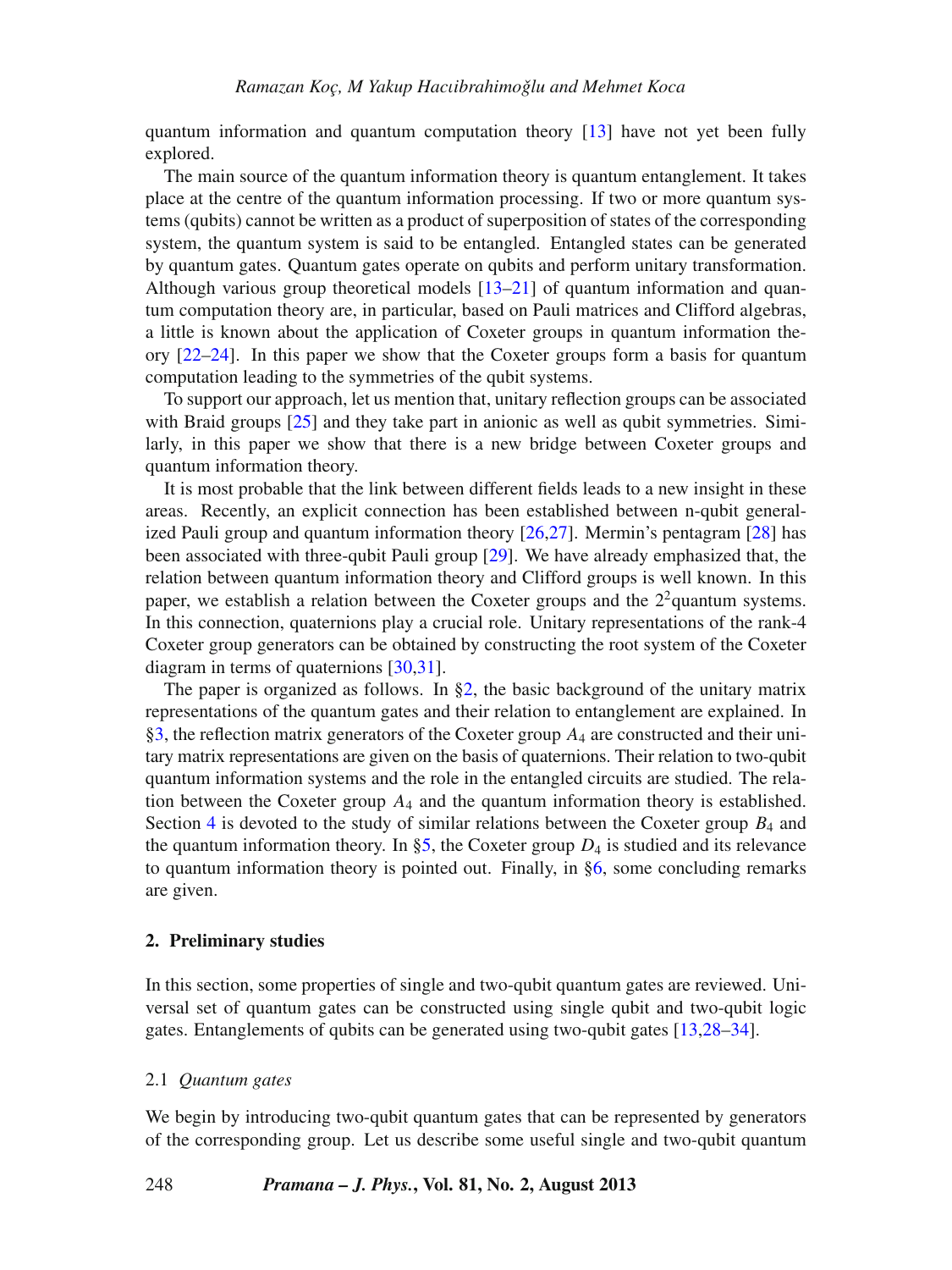quantum information and quantum computation theory [13] have not yet been fully explored.

The main source of the quantum information theory is quantum entanglement. It takes place at the centre of the quantum information processing. If two or more quantum systems (qubits) cannot be written as a product of superposition of states of the corresponding system, the quantum system is said to be entangled. Entangled states can be generated by quantum gates. Quantum gates operate on qubits and perform unitary transformation. Although various group theoretical models [13–21] of quantum information and quantum computation theory are, in particular, based on Pauli matrices and Clifford algebras, a little is known about the application of Coxeter groups in quantum information theory [22–24]. In this paper we show that the Coxeter groups form a basis for quantum computation leading to the symmetries of the qubit systems.

To support our approach, let us mention that, unitary reflection groups can be associated with Braid groups [25] and they take part in anionic as well as qubit symmetries. Similarly, in this paper we show that there is a new bridge between Coxeter groups and quantum information theory.

It is most probable that the link between different fields leads to a new insight in these areas. Recently, an explicit connection has been established between n-qubit generalized Pauli group and quantum information theory [26,27]. Mermin's pentagram [28] has been associated with three-qubit Pauli group [29]. We have already emphasized that, the relation between quantum information theory and Clifford groups is well known. In this paper, we establish a relation between the Coxeter groups and the $2^2$quantum systems. In this connection, quaternions play a crucial role. Unitary representations of the rank-4 Coxeter group generators can be obtained by constructing the root system of the Coxeter diagram in terms of quaternions [30,31].

The paper is organized as follows. In §2, the basic background of the unitary matrix representations of the quantum gates and their relation to entanglement are explained. In §3, the reflection matrix generators of the Coxeter group $A_4$ are constructed and their unitary matrix representations are given on the basis of quaternions. Their relation to two-qubit quantum information systems and the role in the entangled circuits are studied. The relation between the Coxeter group $A_4$ and the quantum information theory is established. Section 4 is devoted to the study of similar relations between the Coxeter group $B_4$ and the quantum information theory. In §5, the Coxeter group $D_4$ is studied and its relevance to quantum information theory is pointed out. Finally, in §6, some concluding remarks are given.

## 2. Preliminary studies

In this section, some properties of single and two-qubit quantum gates are reviewed. Universal set of quantum gates can be constructed using single qubit and two-qubit logic gates. Entanglements of qubits can be generated using two-qubit gates [13,28–34].

### 2.1 *Quantum gates*

We begin by introducing two-qubit quantum gates that can be represented by generators of the corresponding group. Let us describe some useful single and two-qubit quantum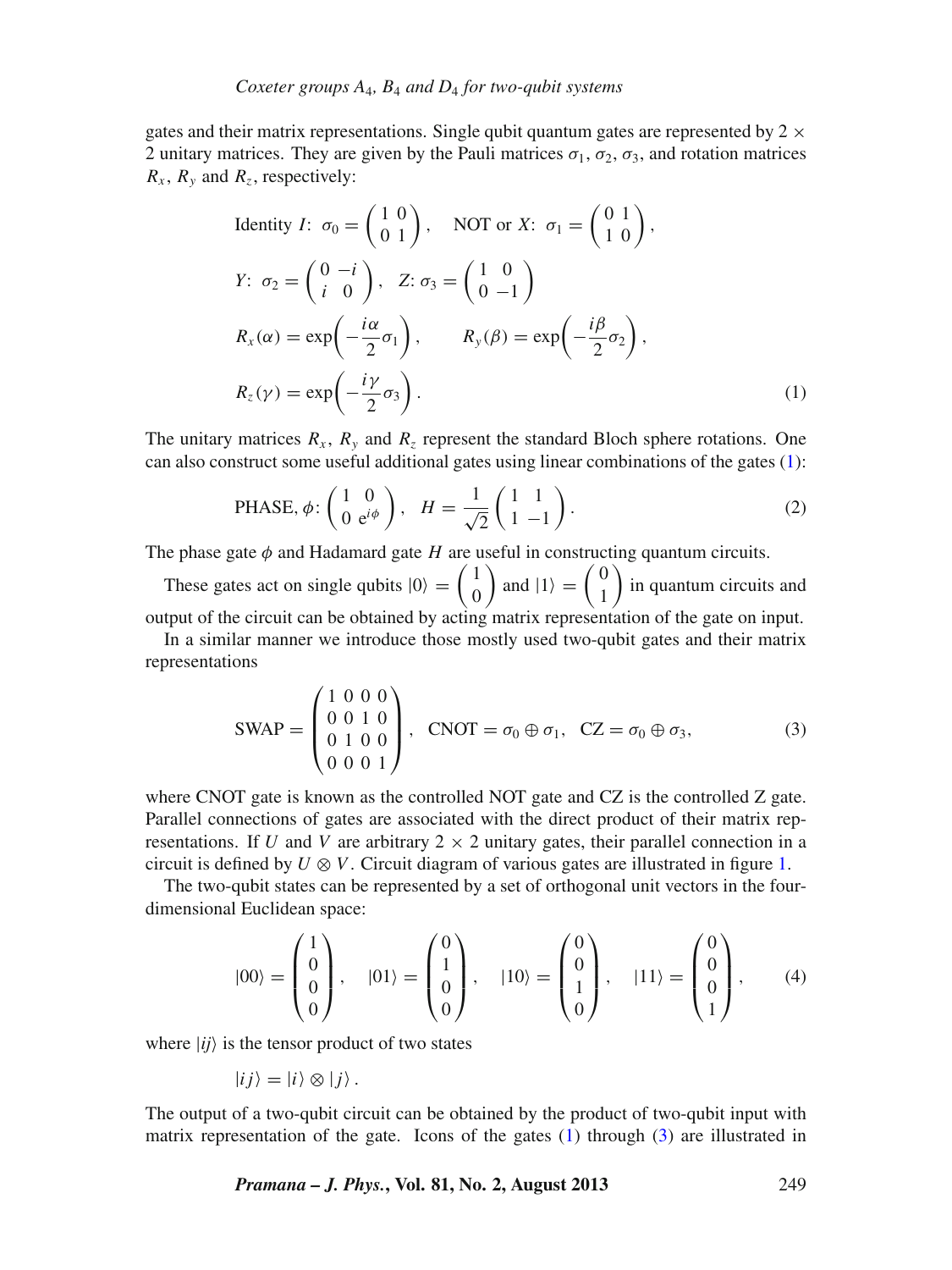gates and their matrix representations. Single qubit quantum gates are represented by $2 \times 2$ unitary matrices. They are given by the Pauli matrices $\sigma_1$, $\sigma_2$, $\sigma_3$, and rotation matrices $R_x$, $R_y$ and $R_z$, respectively:

$$
\begin{aligned}
&\text{Identity } I\text{: } \sigma_0 = \begin{pmatrix} 1 & 0 \\ 0 & 1 \end{pmatrix}, \quad \text{NOT or } X\text{: } \sigma_1 = \begin{pmatrix} 0 & 1 \\ 1 & 0 \end{pmatrix}, \\
&Y\text{: } \sigma_2 = \begin{pmatrix} 0 & -i \\ i & 0 \end{pmatrix}, \quad Z\text{: } \sigma_3 = \begin{pmatrix} 1 & 0 \\ 0 & -1 \end{pmatrix} \\
&R_x(\alpha) = \exp\left(-\frac{i\alpha}{2}\sigma_1\right), \qquad R_y(\beta) = \exp\left(-\frac{i\beta}{2}\sigma_2\right), \\
&R_z(\gamma) = \exp\left(-\frac{i\gamma}{2}\sigma_3\right).
\end{aligned} \tag{1}
$$

The unitary matrices $R_x$, $R_y$ and $R_z$ represent the standard Bloch sphere rotations. One can also construct some useful additional gates using linear combinations of the gates (1):

$$
\text{PHASE, } \phi\text{: } \begin{pmatrix} 1 & 0 \\ 0 & e^{i\phi} \end{pmatrix}, \quad H = \frac{1}{\sqrt{2}} \begin{pmatrix} 1 & 1 \\ 1 & -1 \end{pmatrix}. \tag{2}
$$

The phase gate $\phi$ and Hadamard gate $H$ are useful in constructing quantum circuits.

These gates act on single qubits $|0\rangle = \begin{pmatrix} 1 \\ 0 \end{pmatrix}$ and $|1\rangle = \begin{pmatrix} 0 \\ 1 \end{pmatrix}$ in quantum circuits and output of the circuit can be obtained by acting matrix representation of the gate on input.

In a similar manner we introduce those mostly used two-qubit gates and their matrix representations

$$
\text{SWAP} = \begin{pmatrix} 1 & 0 & 0 & 0 \\ 0 & 0 & 1 & 0 \\ 0 & 1 & 0 & 0 \\ 0 & 0 & 0 & 1 \end{pmatrix}, \quad \text{CNOT} = \sigma_0 \oplus \sigma_1, \quad \text{CZ} = \sigma_0 \oplus \sigma_3, \tag{3}
$$

where CNOT gate is known as the controlled NOT gate and CZ is the controlled Z gate. Parallel connections of gates are associated with the direct product of their matrix representations. If $U$ and $V$ are arbitrary $2 \times 2$ unitary gates, their parallel connection in a circuit is defined by $U \otimes V$. Circuit diagram of various gates are illustrated in figure 1.

The two-qubit states can be represented by a set of orthogonal unit vectors in the four-dimensional Euclidean space:

$$
|00\rangle = \begin{pmatrix} 1 \\ 0 \\ 0 \\ 0 \end{pmatrix}, \quad |01\rangle = \begin{pmatrix} 0 \\ 1 \\ 0 \\ 0 \end{pmatrix}, \quad |10\rangle = \begin{pmatrix} 0 \\ 0 \\ 1 \\ 0 \end{pmatrix}, \quad |11\rangle = \begin{pmatrix} 0 \\ 0 \\ 0 \\ 1 \end{pmatrix}, \tag{4}
$$

where $|ij\rangle$ is the tensor product of two states

$$|ij\rangle = |i\rangle \otimes |j\rangle .$$

The output of a two-qubit circuit can be obtained by the product of two-qubit input with matrix representation of the gate. Icons of the gates (1) through (3) are illustrated in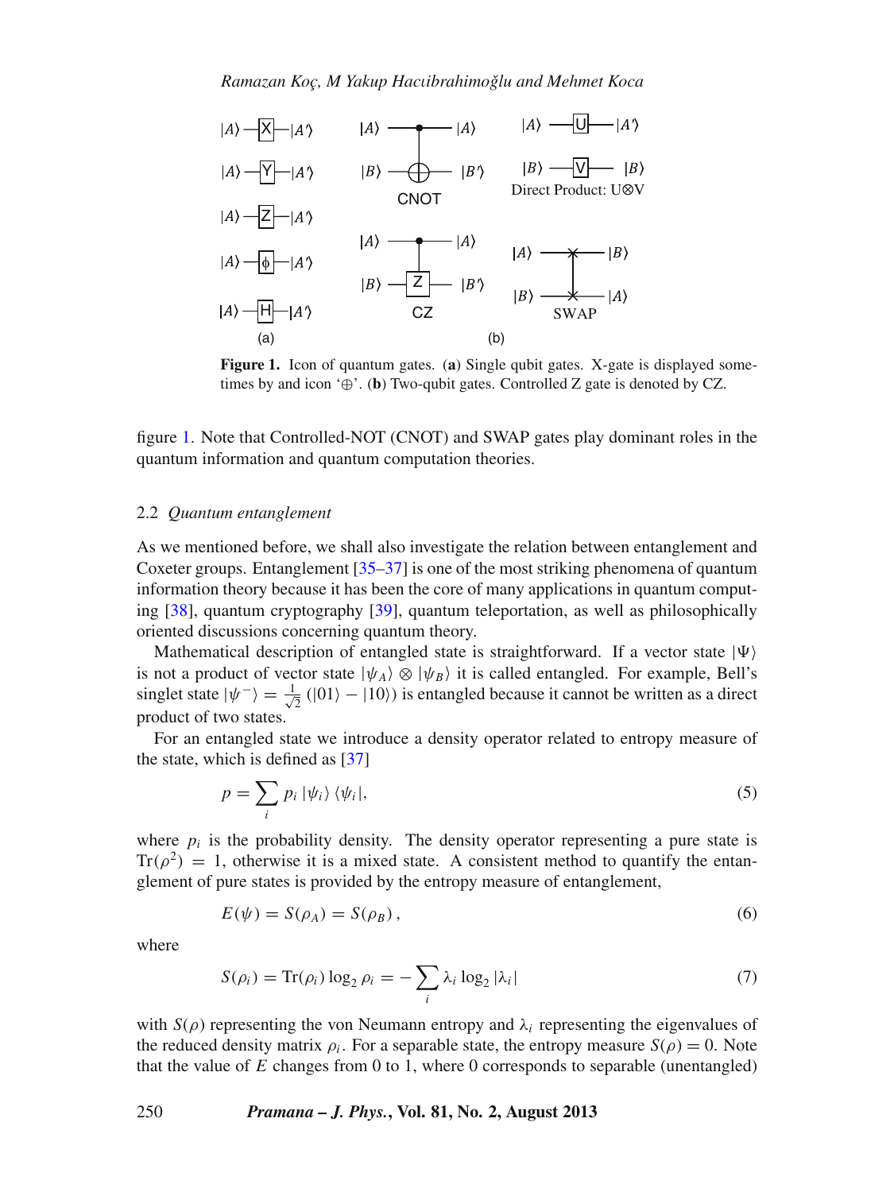**Figure 1.** Icon of quantum gates. (**a**) Single qubit gates. X-gate is displayed sometimes by and icon '⊕'. (**b**) Two-qubit gates. Controlled Z gate is denoted by CZ.

figure 1. Note that Controlled-NOT (CNOT) and SWAP gates play dominant roles in the quantum information and quantum computation theories.

### 2.2 *Quantum entanglement*

As we mentioned before, we shall also investigate the relation between entanglement and Coxeter groups. Entanglement [35–37] is one of the most striking phenomena of quantum information theory because it has been the core of many applications in quantum computing [38], quantum cryptography [39], quantum teleportation, as well as philosophically oriented discussions concerning quantum theory.

Mathematical description of entangled state is straightforward. If a vector state $|\Psi\rangle$ is not a product of vector state $|\psi_A\rangle \otimes |\psi_B\rangle$ it is called entangled. For example, Bell's singlet state $|\psi^-\rangle = \frac{1}{\sqrt{2}}(|01\rangle - |10\rangle)$ is entangled because it cannot be written as a direct product of two states.

For an entangled state we introduce a density operator related to entropy measure of the state, which is defined as [37]

$$p = \sum_i p_i |\psi_i\rangle \langle\psi_i|, \tag{5}$$

where $p_i$ is the probability density. The density operator representing a pure state is $\mathrm{Tr}(\rho^2) = 1$, otherwise it is a mixed state. A consistent method to quantify the entanglement of pure states is provided by the entropy measure of entanglement,

$$E(\psi) = S(\rho_A) = S(\rho_B), \tag{6}$$

where

$$S(\rho_i) = \mathrm{Tr}(\rho_i) \log_2 \rho_i = -\sum_i \lambda_i \log_2 |\lambda_i| \tag{7}$$

with $S(\rho)$ representing the von Neumann entropy and $\lambda_i$ representing the eigenvalues of the reduced density matrix $\rho_i$. For a separable state, the entropy measure $S(\rho) = 0$. Note that the value of $E$ changes from 0 to 1, where 0 corresponds to separable (unentangled)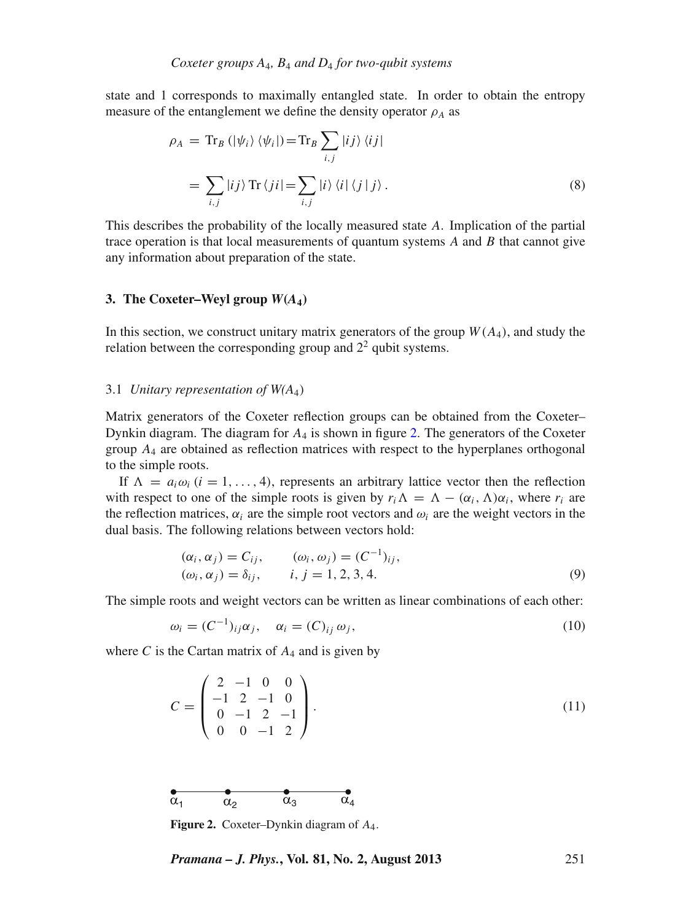state and 1 corresponds to maximally entangled state. In order to obtain the entropy measure of the entanglement we define the density operator $\rho_A$ as

$$
\begin{aligned}
\rho_A &= \mathrm{Tr}_B \left( |\psi_i\rangle \langle \psi_i| \right) = \mathrm{Tr}_B \sum_{i,j} |ij\rangle \langle ij| \\
&= \sum_{i,j} |ij\rangle \, \mathrm{Tr} \langle ji| = \sum_{i,j} |i\rangle \langle i| \langle j \mid j\rangle .
\end{aligned}
\tag{8}
$$

This describes the probability of the locally measured state $A$. Implication of the partial trace operation is that local measurements of quantum systems $A$ and $B$ that cannot give any information about preparation of the state.

## 3. The Coxeter–Weyl group $W(A_4)$

In this section, we construct unitary matrix generators of the group $W(A_4)$, and study the relation between the corresponding group and $2^2$ qubit systems.

### 3.1 *Unitary representation of W($A_4$)*

Matrix generators of the Coxeter reflection groups can be obtained from the Coxeter–Dynkin diagram. The diagram for $A_4$ is shown in figure 2. The generators of the Coxeter group $A_4$ are obtained as reflection matrices with respect to the hyperplanes orthogonal to the simple roots.

If $\Lambda = a_i \omega_i$ $(i = 1, \ldots, 4)$, represents an arbitrary lattice vector then the reflection with respect to one of the simple roots is given by $r_i \Lambda = \Lambda - (\alpha_i, \Lambda)\alpha_i$, where $r_i$ are the reflection matrices, $\alpha_i$ are the simple root vectors and $\omega_i$ are the weight vectors in the dual basis. The following relations between vectors hold:

$$
\begin{aligned}
&(\alpha_i, \alpha_j) = C_{ij}, \qquad (\omega_i, \omega_j) = (C^{-1})_{ij}, \\
&(\omega_i, \alpha_j) = \delta_{ij}, \qquad i, j = 1, 2, 3, 4.
\end{aligned}
\tag{9}
$$

The simple roots and weight vectors can be written as linear combinations of each other:

$$
\omega_i = (C^{-1})_{ij} \alpha_j, \quad \alpha_i = (C)_{ij} \, \omega_j,
\tag{10}
$$

where $C$ is the Cartan matrix of $A_4$ and is given by

$$
C = \begin{pmatrix} 2 & -1 & 0 & 0 \\ -1 & 2 & -1 & 0 \\ 0 & -1 & 2 & -1 \\ 0 & 0 & -1 & 2 \end{pmatrix}.
\tag{11}
$$

$\alpha_1$ —— $\alpha_2$ —— $\alpha_3$ —— $\alpha_4$

**Figure 2.** Coxeter–Dynkin diagram of $A_4$.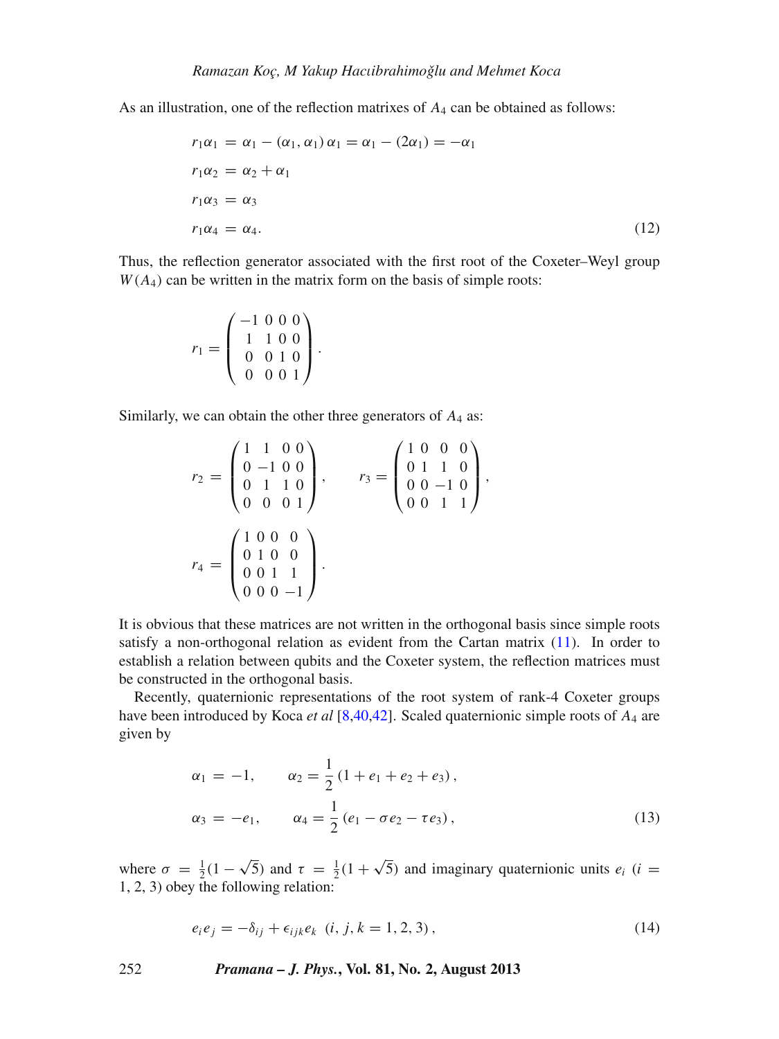As an illustration, one of the reflection matrixes of $A_4$ can be obtained as follows:

$$
\begin{aligned}
r_1\alpha_1 &= \alpha_1 - (\alpha_1, \alpha_1)\,\alpha_1 = \alpha_1 - (2\alpha_1) = -\alpha_1 \\
r_1\alpha_2 &= \alpha_2 + \alpha_1 \\
r_1\alpha_3 &= \alpha_3 \\
r_1\alpha_4 &= \alpha_4.
\end{aligned}
\tag{12}
$$

Thus, the reflection generator associated with the first root of the Coxeter–Weyl group $W(A_4)$ can be written in the matrix form on the basis of simple roots:

$$
r_1 = \begin{pmatrix} -1 & 0 & 0 & 0 \\ 1 & 1 & 0 & 0 \\ 0 & 0 & 1 & 0 \\ 0 & 0 & 0 & 1 \end{pmatrix}.
$$

Similarly, we can obtain the other three generators of $A_4$ as:

$$
r_2 = \begin{pmatrix} 1 & 1 & 0 & 0 \\ 0 & -1 & 0 & 0 \\ 0 & 1 & 1 & 0 \\ 0 & 0 & 0 & 1 \end{pmatrix}, \qquad r_3 = \begin{pmatrix} 1 & 0 & 0 & 0 \\ 0 & 1 & 1 & 0 \\ 0 & 0 & -1 & 0 \\ 0 & 0 & 1 & 1 \end{pmatrix},
$$

$$
r_4 = \begin{pmatrix} 1 & 0 & 0 & 0 \\ 0 & 1 & 0 & 0 \\ 0 & 0 & 1 & 1 \\ 0 & 0 & 0 & -1 \end{pmatrix}.
$$

It is obvious that these matrices are not written in the orthogonal basis since simple roots satisfy a non-orthogonal relation as evident from the Cartan matrix (11). In order to establish a relation between qubits and the Coxeter system, the reflection matrices must be constructed in the orthogonal basis.

Recently, quaternionic representations of the root system of rank-4 Coxeter groups have been introduced by Koca *et al* [8,40,42]. Scaled quaternionic simple roots of $A_4$ are given by

$$
\begin{aligned}
\alpha_1 &= -1, \qquad \alpha_2 = \frac{1}{2}\left(1 + e_1 + e_2 + e_3\right), \\
\alpha_3 &= -e_1, \qquad \alpha_4 = \frac{1}{2}\left(e_1 - \sigma e_2 - \tau e_3\right),
\end{aligned}
\tag{13}
$$

where $\sigma = \frac{1}{2}(1 - \sqrt{5})$ and $\tau = \frac{1}{2}(1 + \sqrt{5})$ and imaginary quaternionic units $e_i$ ($i = 1, 2, 3$) obey the following relation:

$$
e_i e_j = -\delta_{ij} + \epsilon_{ijk} e_k \;\; (i, j, k = 1, 2, 3), \tag{14}
$$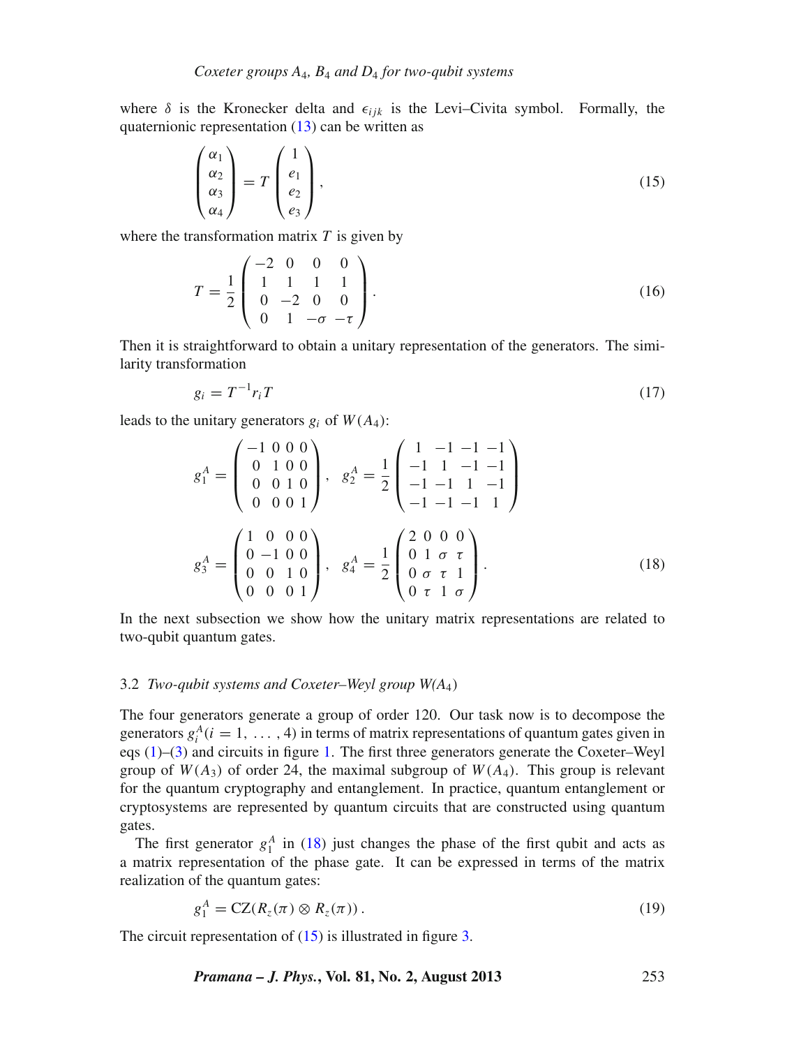where $\delta$ is the Kronecker delta and $\epsilon_{ijk}$ is the Levi–Civita symbol. Formally, the quaternionic representation (13) can be written as

$$\begin{pmatrix} \alpha_1 \\ \alpha_2 \\ \alpha_3 \\ \alpha_4 \end{pmatrix} = T \begin{pmatrix} 1 \\ e_1 \\ e_2 \\ e_3 \end{pmatrix}, \tag{15}$$

where the transformation matrix $T$ is given by

$$T = \frac{1}{2} \begin{pmatrix} -2 & 0 & 0 & 0 \\ 1 & 1 & 1 & 1 \\ 0 & -2 & 0 & 0 \\ 0 & 1 & -\sigma & -\tau \end{pmatrix}. \tag{16}$$

Then it is straightforward to obtain a unitary representation of the generators. The similarity transformation

$$g_i = T^{-1} r_i T \tag{17}$$

leads to the unitary generators $g_i$ of $W(A_4)$:

$$g_1^A = \begin{pmatrix} -1 & 0 & 0 & 0 \\ 0 & 1 & 0 & 0 \\ 0 & 0 & 1 & 0 \\ 0 & 0 & 0 & 1 \end{pmatrix}, \quad g_2^A = \frac{1}{2} \begin{pmatrix} 1 & -1 & -1 & -1 \\ -1 & 1 & -1 & -1 \\ -1 & -1 & 1 & -1 \\ -1 & -1 & -1 & 1 \end{pmatrix}$$

$$g_3^A = \begin{pmatrix} 1 & 0 & 0 & 0 \\ 0 & -1 & 0 & 0 \\ 0 & 0 & 1 & 0 \\ 0 & 0 & 0 & 1 \end{pmatrix}, \quad g_4^A = \frac{1}{2} \begin{pmatrix} 2 & 0 & 0 & 0 \\ 0 & 1 & \sigma & \tau \\ 0 & \sigma & \tau & 1 \\ 0 & \tau & 1 & \sigma \end{pmatrix}. \tag{18}$$

In the next subsection we show how the unitary matrix representations are related to two-qubit quantum gates.

### 3.2 *Two-qubit systems and Coxeter–Weyl group W($A_4$)*

The four generators generate a group of order 120. Our task now is to decompose the generators $g_i^A (i = 1, \ldots, 4)$ in terms of matrix representations of quantum gates given in eqs (1)–(3) and circuits in figure 1. The first three generators generate the Coxeter–Weyl group of $W(A_3)$ of order 24, the maximal subgroup of $W(A_4)$. This group is relevant for the quantum cryptography and entanglement. In practice, quantum entanglement or cryptosystems are represented by quantum circuits that are constructed using quantum gates.

The first generator $g_1^A$ in (18) just changes the phase of the first qubit and acts as a matrix representation of the phase gate. It can be expressed in terms of the matrix realization of the quantum gates:

$$g_1^A = \mathrm{CZ}(R_z(\pi) \otimes R_z(\pi)). \tag{19}$$

The circuit representation of (15) is illustrated in figure 3.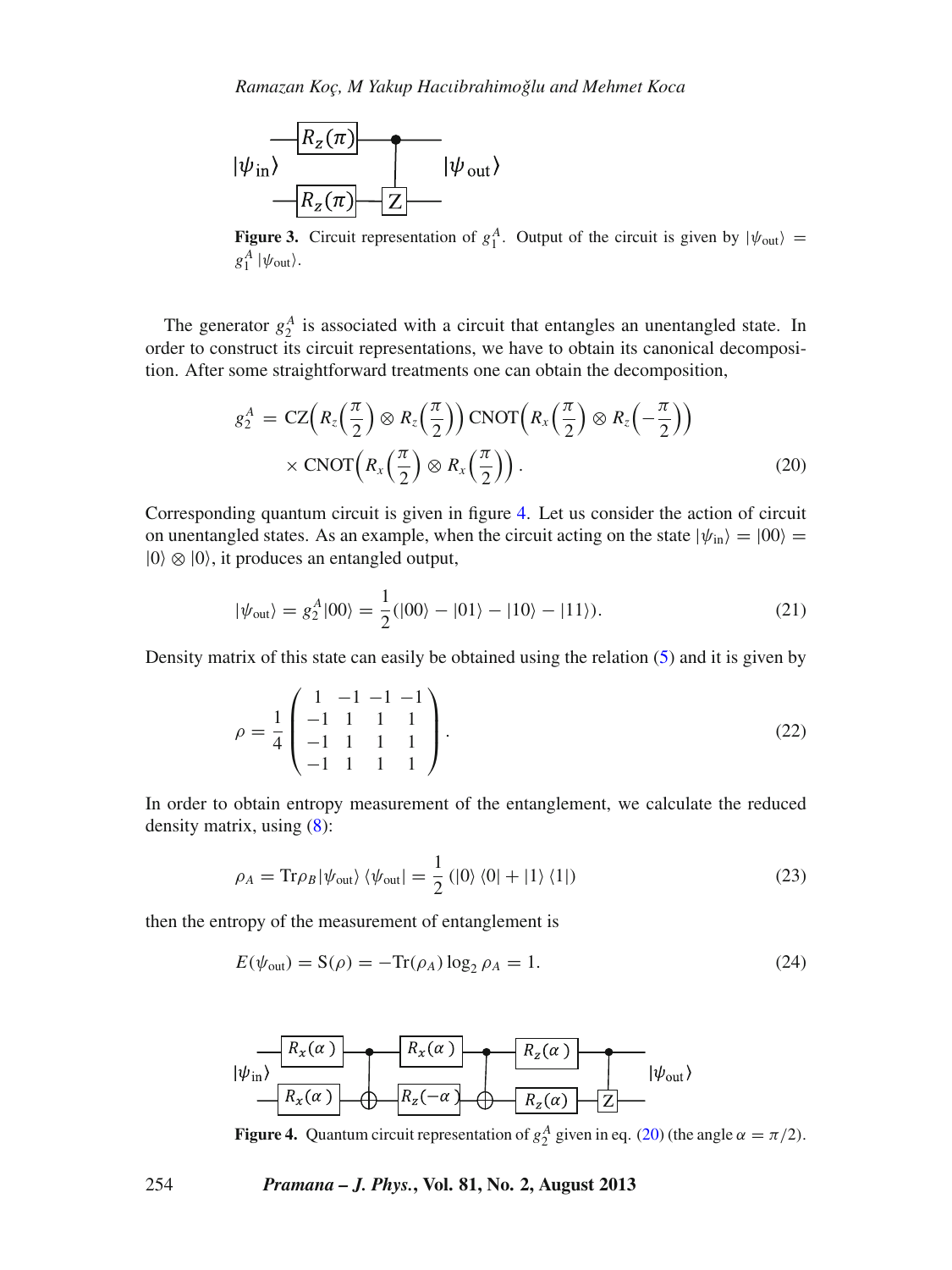**Figure 3.** Circuit representation of $g_1^A$. Output of the circuit is given by $|\psi_{\text{out}}\rangle = g_1^A\,|\psi_{\text{out}}\rangle$.

The generator $g_2^A$ is associated with a circuit that entangles an unentangled state. In order to construct its circuit representations, we have to obtain its canonical decomposition. After some straightforward treatments one can obtain the decomposition,

$$g_2^A = \text{CZ}\Big(R_z\Big(\frac{\pi}{2}\Big) \otimes R_z\Big(\frac{\pi}{2}\Big)\Big)\,\text{CNOT}\Big(R_x\Big(\frac{\pi}{2}\Big) \otimes R_z\Big(-\frac{\pi}{2}\Big)\Big)$$
$$\times\,\text{CNOT}\Big(R_x\Big(\frac{\pi}{2}\Big) \otimes R_x\Big(\frac{\pi}{2}\Big)\Big). \tag{20}$$

Corresponding quantum circuit is given in figure 4. Let us consider the action of circuit on unentangled states. As an example, when the circuit acting on the state $|\psi_{\text{in}}\rangle = |00\rangle = |0\rangle \otimes |0\rangle$, it produces an entangled output,

$$|\psi_{\text{out}}\rangle = g_2^A|00\rangle = \frac{1}{2}(|00\rangle - |01\rangle - |10\rangle - |11\rangle). \tag{21}$$

Density matrix of this state can easily be obtained using the relation (5) and it is given by

$$\rho = \frac{1}{4}\begin{pmatrix} 1 & -1 & -1 & -1 \\ -1 & 1 & 1 & 1 \\ -1 & 1 & 1 & 1 \\ -1 & 1 & 1 & 1 \end{pmatrix}. \tag{22}$$

In order to obtain entropy measurement of the entanglement, we calculate the reduced density matrix, using (8):

$$\rho_A = \text{Tr}\rho_B|\psi_{\text{out}}\rangle\,\langle\psi_{\text{out}}| = \frac{1}{2}\,(|0\rangle\,\langle 0| + |1\rangle\,\langle 1|) \tag{23}$$

then the entropy of the measurement of entanglement is

$$E(\psi_{\text{out}}) = \text{S}(\rho) = -\text{Tr}(\rho_A)\log_2\rho_A = 1. \tag{24}$$

**Figure 4.** Quantum circuit representation of $g_2^A$ given in eq. (20) (the angle $\alpha = \pi/2$).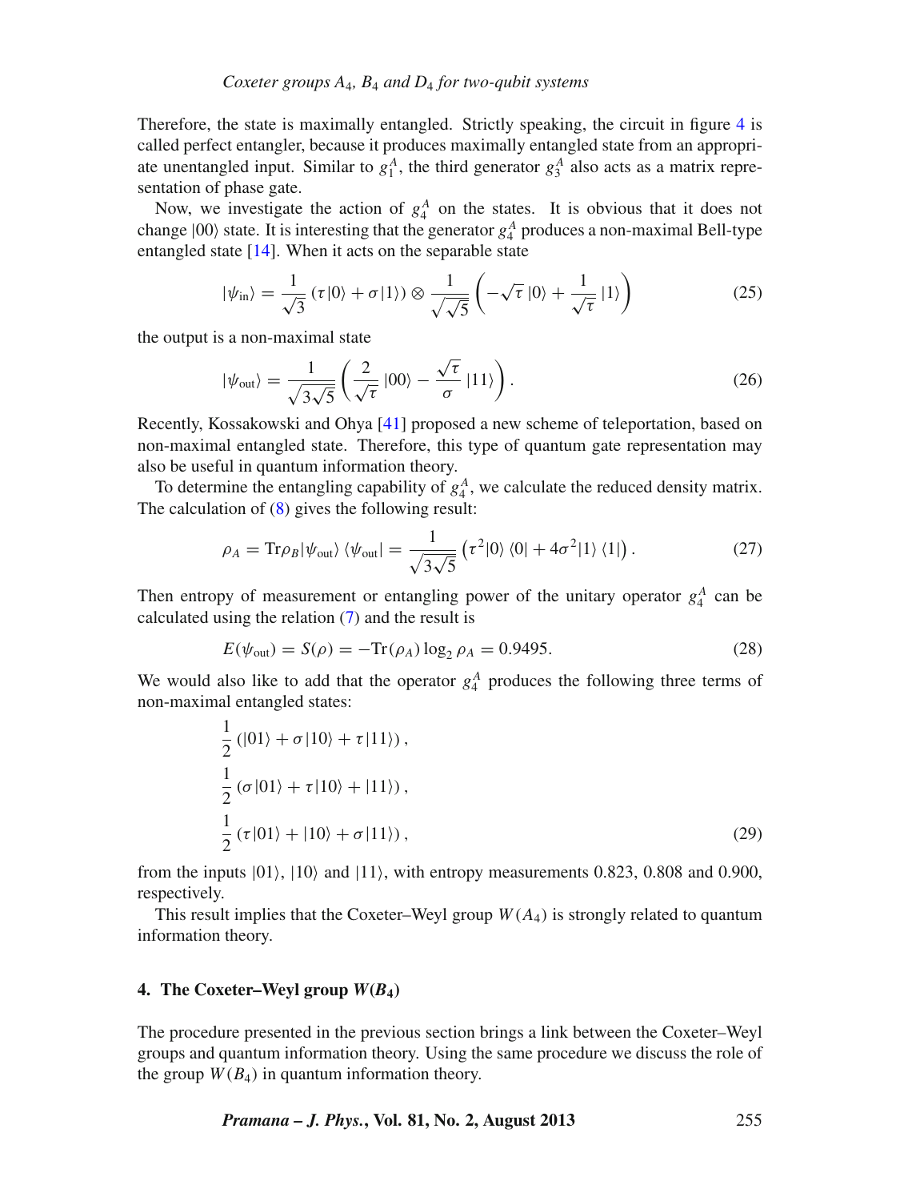Therefore, the state is maximally entangled. Strictly speaking, the circuit in figure 4 is called perfect entangler, because it produces maximally entangled state from an appropriate unentangled input. Similar to $g_1^A$, the third generator $g_3^A$ also acts as a matrix representation of phase gate.

Now, we investigate the action of $g_4^A$ on the states. It is obvious that it does not change $|00\rangle$ state. It is interesting that the generator $g_4^A$ produces a non-maximal Bell-type entangled state [14]. When it acts on the separable state

$$|\psi_{\text{in}}\rangle = \frac{1}{\sqrt{3}}\left(\tau|0\rangle + \sigma|1\rangle\right) \otimes \frac{1}{\sqrt{\sqrt{5}}}\left(-\sqrt{\tau}\,|0\rangle + \frac{1}{\sqrt{\tau}}\,|1\rangle\right) \tag{25}$$

the output is a non-maximal state

$$|\psi_{\text{out}}\rangle = \frac{1}{\sqrt{3\sqrt{5}}}\left(\frac{2}{\sqrt{\tau}}\,|00\rangle - \frac{\sqrt{\tau}}{\sigma}\,|11\rangle\right). \tag{26}$$

Recently, Kossakowski and Ohya [41] proposed a new scheme of teleportation, based on non-maximal entangled state. Therefore, this type of quantum gate representation may also be useful in quantum information theory.

To determine the entangling capability of $g_4^A$, we calculate the reduced density matrix. The calculation of (8) gives the following result:

$$\rho_A = \text{Tr}\rho_B|\psi_{\text{out}}\rangle\langle\psi_{\text{out}}| = \frac{1}{\sqrt{3\sqrt{5}}}\left(\tau^2|0\rangle\langle 0| + 4\sigma^2|1\rangle\langle 1|\right). \tag{27}$$

Then entropy of measurement or entangling power of the unitary operator $g_4^A$ can be calculated using the relation (7) and the result is

$$E(\psi_{\text{out}}) = S(\rho) = -\text{Tr}(\rho_A)\log_2\rho_A = 0.9495. \tag{28}$$

We would also like to add that the operator $g_4^A$ produces the following three terms of non-maximal entangled states:

$$\begin{aligned}
&\frac{1}{2}\left(|01\rangle + \sigma|10\rangle + \tau|11\rangle\right),\\
&\frac{1}{2}\left(\sigma|01\rangle + \tau|10\rangle + |11\rangle\right),\\
&\frac{1}{2}\left(\tau|01\rangle + |10\rangle + \sigma|11\rangle\right),
\end{aligned} \tag{29}$$

from the inputs $|01\rangle$, $|10\rangle$ and $|11\rangle$, with entropy measurements 0.823, 0.808 and 0.900, respectively.

This result implies that the Coxeter–Weyl group $W(A_4)$ is strongly related to quantum information theory.

## 4. The Coxeter–Weyl group $W(B_4)$

The procedure presented in the previous section brings a link between the Coxeter–Weyl groups and quantum information theory. Using the same procedure we discuss the role of the group $W(B_4)$ in quantum information theory.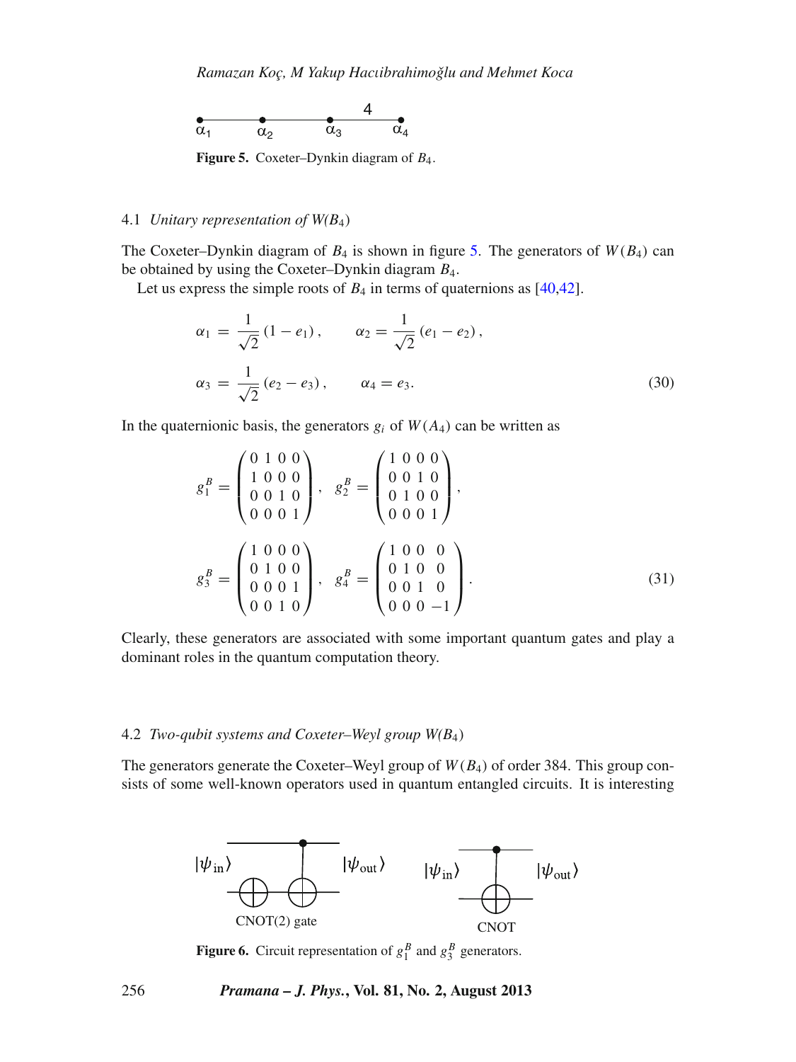Figure 5. Coxeter–Dynkin diagram of $B_4$.

### 4.1 *Unitary representation of W(B₄)*

The Coxeter–Dynkin diagram of $B_4$ is shown in figure 5. The generators of $W(B_4)$ can be obtained by using the Coxeter–Dynkin diagram $B_4$.

Let us express the simple roots of $B_4$ in terms of quaternions as [40,42].

$$\alpha_1 = \frac{1}{\sqrt{2}}(1 - e_1), \qquad \alpha_2 = \frac{1}{\sqrt{2}}(e_1 - e_2),$$

$$\alpha_3 = \frac{1}{\sqrt{2}}(e_2 - e_3), \qquad \alpha_4 = e_3. \tag{30}$$

In the quaternionic basis, the generators $g_i$ of $W(A_4)$ can be written as

$$g_1^B = \begin{pmatrix} 0 & 1 & 0 & 0 \\ 1 & 0 & 0 & 0 \\ 0 & 0 & 1 & 0 \\ 0 & 0 & 0 & 1 \end{pmatrix}, \quad g_2^B = \begin{pmatrix} 1 & 0 & 0 & 0 \\ 0 & 0 & 1 & 0 \\ 0 & 1 & 0 & 0 \\ 0 & 0 & 0 & 1 \end{pmatrix},$$

$$g_3^B = \begin{pmatrix} 1 & 0 & 0 & 0 \\ 0 & 1 & 0 & 0 \\ 0 & 0 & 0 & 1 \\ 0 & 0 & 1 & 0 \end{pmatrix}, \quad g_4^B = \begin{pmatrix} 1 & 0 & 0 & 0 \\ 0 & 1 & 0 & 0 \\ 0 & 0 & 1 & 0 \\ 0 & 0 & 0 & -1 \end{pmatrix}. \tag{31}$$

Clearly, these generators are associated with some important quantum gates and play a dominant roles in the quantum computation theory.

### 4.2 *Two-qubit systems and Coxeter–Weyl group W(B₄)*

The generators generate the Coxeter–Weyl group of $W(B_4)$ of order 384. This group consists of some well-known operators used in quantum entangled circuits. It is interesting

Figure 6. Circuit representation of $g_1^B$ and $g_3^B$ generators.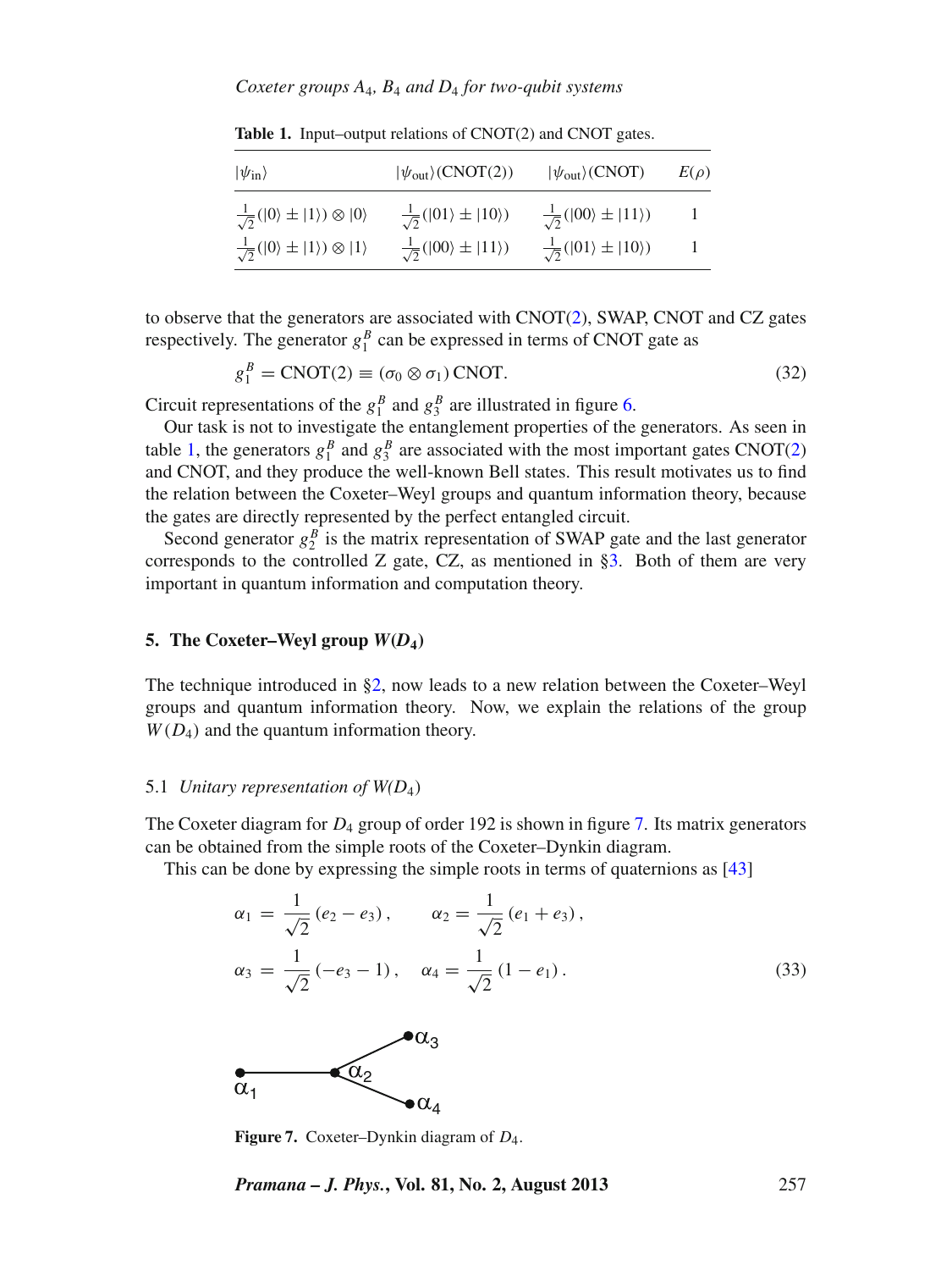**Table 1.** Input–output relations of CNOT(2) and CNOT gates.

| $\lvert\psi_{\text{in}}\rangle$ | $\lvert\psi_{\text{out}}\rangle$(CNOT(2)) | $\lvert\psi_{\text{out}}\rangle$(CNOT) | $E(\rho)$ |
|---|---|---|---|
| $\frac{1}{\sqrt{2}}(\lvert 0\rangle \pm \lvert 1\rangle) \otimes \lvert 0\rangle$ | $\frac{1}{\sqrt{2}}(\lvert 01\rangle \pm \lvert 10\rangle)$ | $\frac{1}{\sqrt{2}}(\lvert 00\rangle \pm \lvert 11\rangle)$ | 1 |
| $\frac{1}{\sqrt{2}}(\lvert 0\rangle \pm \lvert 1\rangle) \otimes \lvert 1\rangle$ | $\frac{1}{\sqrt{2}}(\lvert 00\rangle \pm \lvert 11\rangle)$ | $\frac{1}{\sqrt{2}}(\lvert 01\rangle \pm \lvert 10\rangle)$ | 1 |

to observe that the generators are associated with CNOT(2), SWAP, CNOT and CZ gates respectively. The generator $g_1^B$ can be expressed in terms of CNOT gate as

$$g_1^B = \text{CNOT}(2) \equiv (\sigma_0 \otimes \sigma_1)\,\text{CNOT}. \tag{32}$$

Circuit representations of the $g_1^B$ and $g_3^B$ are illustrated in figure 6.

Our task is not to investigate the entanglement properties of the generators. As seen in table 1, the generators $g_1^B$ and $g_3^B$ are associated with the most important gates CNOT(2) and CNOT, and they produce the well-known Bell states. This result motivates us to find the relation between the Coxeter–Weyl groups and quantum information theory, because the gates are directly represented by the perfect entangled circuit.

Second generator $g_2^B$ is the matrix representation of SWAP gate and the last generator corresponds to the controlled Z gate, CZ, as mentioned in §3. Both of them are very important in quantum information and computation theory.

## 5. The Coxeter–Weyl group $W(D_4)$

The technique introduced in §2, now leads to a new relation between the Coxeter–Weyl groups and quantum information theory. Now, we explain the relations of the group $W(D_4)$ and the quantum information theory.

### 5.1 *Unitary representation of $W(D_4)$*

The Coxeter diagram for $D_4$ group of order 192 is shown in figure 7. Its matrix generators can be obtained from the simple roots of the Coxeter–Dynkin diagram.

This can be done by expressing the simple roots in terms of quaternions as [43]

$$\alpha_1 = \frac{1}{\sqrt{2}}(e_2 - e_3), \qquad \alpha_2 = \frac{1}{\sqrt{2}}(e_1 + e_3),$$
$$\alpha_3 = \frac{1}{\sqrt{2}}(-e_3 - 1), \quad \alpha_4 = \frac{1}{\sqrt{2}}(1 - e_1). \tag{33}$$

**Figure 7.** Coxeter–Dynkin diagram of $D_4$.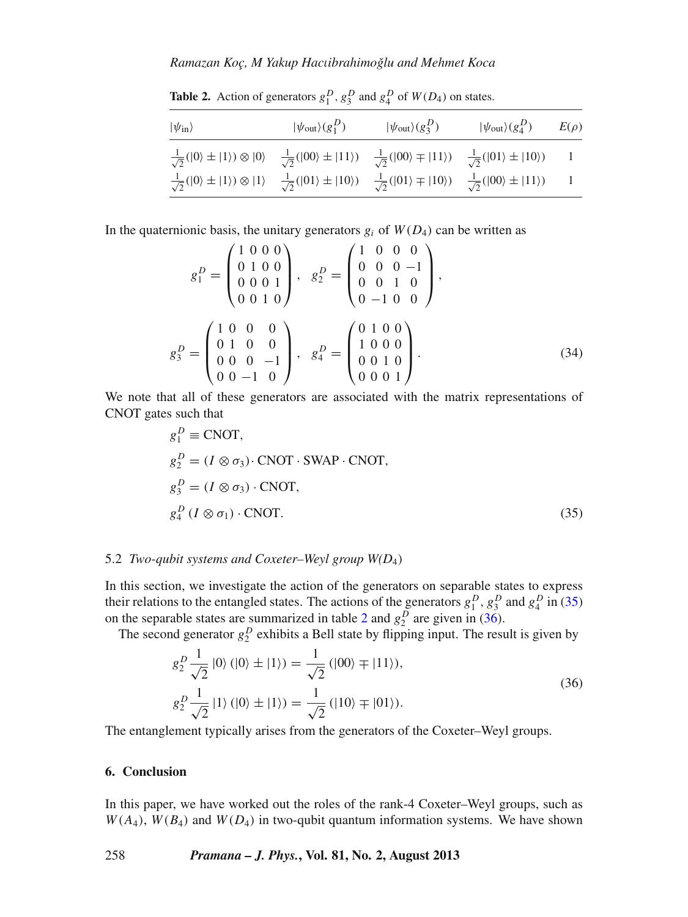**Table 2.** Action of generators $g_1^D$, $g_3^D$ and $g_4^D$ of $W(D_4)$ on states.

| $\lvert\psi_{\text{in}}\rangle$ | $\lvert\psi_{\text{out}}\rangle(g_1^D)$ | $\lvert\psi_{\text{out}}\rangle(g_3^D)$ | $\lvert\psi_{\text{out}}\rangle(g_4^D)$ | $E(\rho)$ |
|---|---|---|---|---|
| $\frac{1}{\sqrt{2}}(\lvert 0\rangle \pm \lvert 1\rangle) \otimes \lvert 0\rangle$ | $\frac{1}{\sqrt{2}}(\lvert 00\rangle \pm \lvert 11\rangle)$ | $\frac{1}{\sqrt{2}}(\lvert 00\rangle \mp \lvert 11\rangle)$ | $\frac{1}{\sqrt{2}}(\lvert 01\rangle \pm \lvert 10\rangle)$ | 1 |
| $\frac{1}{\sqrt{2}}(\lvert 0\rangle \pm \lvert 1\rangle) \otimes \lvert 1\rangle$ | $\frac{1}{\sqrt{2}}(\lvert 01\rangle \pm \lvert 10\rangle)$ | $\frac{1}{\sqrt{2}}(\lvert 01\rangle \mp \lvert 10\rangle)$ | $\frac{1}{\sqrt{2}}(\lvert 00\rangle \pm \lvert 11\rangle)$ | 1 |

In the quaternionic basis, the unitary generators $g_i$ of $W(D_4)$ can be written as

$$g_1^D = \begin{pmatrix} 1 & 0 & 0 & 0 \\ 0 & 1 & 0 & 0 \\ 0 & 0 & 0 & 1 \\ 0 & 0 & 1 & 0 \end{pmatrix}, \quad g_2^D = \begin{pmatrix} 1 & 0 & 0 & 0 \\ 0 & 0 & 0 & -1 \\ 0 & 0 & 1 & 0 \\ 0 & -1 & 0 & 0 \end{pmatrix},$$

$$g_3^D = \begin{pmatrix} 1 & 0 & 0 & 0 \\ 0 & 1 & 0 & 0 \\ 0 & 0 & 0 & -1 \\ 0 & 0 & -1 & 0 \end{pmatrix}, \quad g_4^D = \begin{pmatrix} 0 & 1 & 0 & 0 \\ 1 & 0 & 0 & 0 \\ 0 & 0 & 1 & 0 \\ 0 & 0 & 0 & 1 \end{pmatrix}. \tag{34}$$

We note that all of these generators are associated with the matrix representations of CNOT gates such that

$$\begin{aligned} g_1^D &\equiv \text{CNOT}, \\ g_2^D &= (I \otimes \sigma_3) \cdot \text{CNOT} \cdot \text{SWAP} \cdot \text{CNOT}, \\ g_3^D &= (I \otimes \sigma_3) \cdot \text{CNOT}, \\ g_4^D \, &(I \otimes \sigma_1) \cdot \text{CNOT}. \end{aligned} \tag{35}$$

### 5.2 *Two-qubit systems and Coxeter–Weyl group W(D$_4$)*

In this section, we investigate the action of the generators on separable states to express their relations to the entangled states. The actions of the generators $g_1^D$, $g_3^D$ and $g_4^D$ in (35) on the separable states are summarized in table 2 and $g_2^D$ are given in (36).

The second generator $g_2^D$ exhibits a Bell state by flipping input. The result is given by

$$\begin{aligned} g_2^D \frac{1}{\sqrt{2}} \lvert 0\rangle (\lvert 0\rangle \pm \lvert 1\rangle) &= \frac{1}{\sqrt{2}} (\lvert 00\rangle \mp \lvert 11\rangle), \\ g_2^D \frac{1}{\sqrt{2}} \lvert 1\rangle (\lvert 0\rangle \pm \lvert 1\rangle) &= \frac{1}{\sqrt{2}} (\lvert 10\rangle \mp \lvert 01\rangle). \end{aligned} \tag{36}$$

The entanglement typically arises from the generators of the Coxeter–Weyl groups.

## 6. Conclusion

In this paper, we have worked out the roles of the rank-4 Coxeter–Weyl groups, such as $W(A_4)$, $W(B_4)$ and $W(D_4)$ in two-qubit quantum information systems. We have shown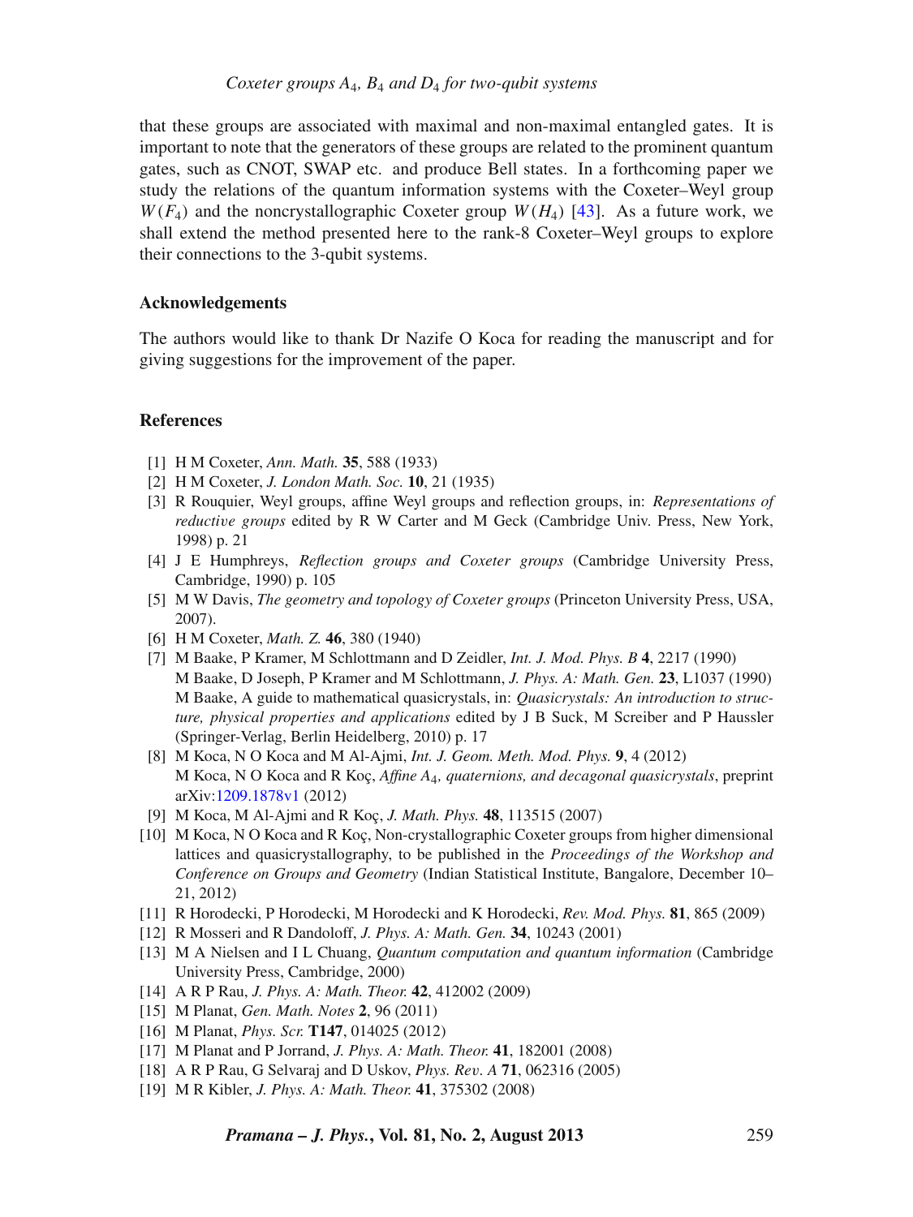that these groups are associated with maximal and non-maximal entangled gates. It is important to note that the generators of these groups are related to the prominent quantum gates, such as CNOT, SWAP etc. and produce Bell states. In a forthcoming paper we study the relations of the quantum information systems with the Coxeter–Weyl group $W(F_4)$ and the noncrystallographic Coxeter group $W(H_4)$ [43]. As a future work, we shall extend the method presented here to the rank-8 Coxeter–Weyl groups to explore their connections to the 3-qubit systems.

### Acknowledgements

The authors would like to thank Dr Nazife O Koca for reading the manuscript and for giving suggestions for the improvement of the paper.

### References

[1] H M Coxeter, *Ann. Math.* **35**, 588 (1933)

[2] H M Coxeter, *J. London Math. Soc.* **10**, 21 (1935)

[3] R Rouquier, Weyl groups, affine Weyl groups and reflection groups, in: *Representations of reductive groups* edited by R W Carter and M Geck (Cambridge Univ. Press, New York, 1998) p. 21

[4] J E Humphreys, *Reflection groups and Coxeter groups* (Cambridge University Press, Cambridge, 1990) p. 105

[5] M W Davis, *The geometry and topology of Coxeter groups* (Princeton University Press, USA, 2007).

[6] H M Coxeter, *Math. Z.* **46**, 380 (1940)

[7] M Baake, P Kramer, M Schlottmann and D Zeidler, *Int. J. Mod. Phys. B* **4**, 2217 (1990)
M Baake, D Joseph, P Kramer and M Schlottmann, *J. Phys. A: Math. Gen.* **23**, L1037 (1990)
M Baake, A guide to mathematical quasicrystals, in: *Quasicrystals: An introduction to structure, physical properties and applications* edited by J B Suck, M Screiber and P Haussler (Springer-Verlag, Berlin Heidelberg, 2010) p. 17

[8] M Koca, N O Koca and M Al-Ajmi, *Int. J. Geom. Meth. Mod. Phys.* **9**, 4 (2012)
M Koca, N O Koca and R Koç, *Affine $A_4$, quaternions, and decagonal quasicrystals*, preprint arXiv:1209.1878v1 (2012)

[9] M Koca, M Al-Ajmi and R Koç, *J. Math. Phys.* **48**, 113515 (2007)

[10] M Koca, N O Koca and R Koç, Non-crystallographic Coxeter groups from higher dimensional lattices and quasicrystallography, to be published in the *Proceedings of the Workshop and Conference on Groups and Geometry* (Indian Statistical Institute, Bangalore, December 10–21, 2012)

[11] R Horodecki, P Horodecki, M Horodecki and K Horodecki, *Rev. Mod. Phys.* **81**, 865 (2009)

[12] R Mosseri and R Dandoloff, *J. Phys. A: Math. Gen.* **34**, 10243 (2001)

[13] M A Nielsen and I L Chuang, *Quantum computation and quantum information* (Cambridge University Press, Cambridge, 2000)

[14] A R P Rau, *J. Phys. A: Math. Theor.* **42**, 412002 (2009)

[15] M Planat, *Gen. Math. Notes* **2**, 96 (2011)

[16] M Planat, *Phys. Scr.* **T147**, 014025 (2012)

[17] M Planat and P Jorrand, *J. Phys. A: Math. Theor.* **41**, 182001 (2008)

[18] A R P Rau, G Selvaraj and D Uskov, *Phys. Rev. A* **71**, 062316 (2005)

[19] M R Kibler, *J. Phys. A: Math. Theor.* **41**, 375302 (2008)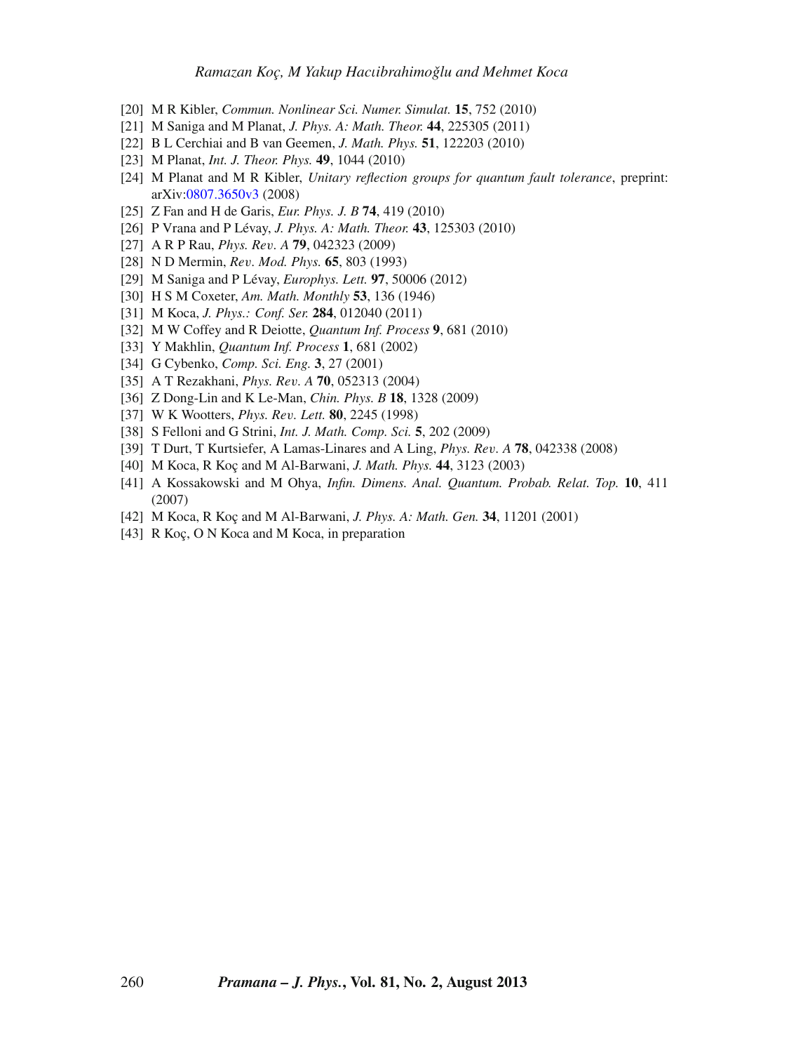- [20] M R Kibler, *Commun. Nonlinear Sci. Numer. Simulat.* **15**, 752 (2010)
- [21] M Saniga and M Planat, *J. Phys. A: Math. Theor.* **44**, 225305 (2011)
- [22] B L Cerchiai and B van Geemen, *J. Math. Phys.* **51**, 122203 (2010)
- [23] M Planat, *Int. J. Theor. Phys.* **49**, 1044 (2010)
- [24] M Planat and M R Kibler, *Unitary reflection groups for quantum fault tolerance*, preprint: arXiv:0807.3650v3 (2008)
- [25] Z Fan and H de Garis, *Eur. Phys. J. B* **74**, 419 (2010)
- [26] P Vrana and P Lévay, *J. Phys. A: Math. Theor.* **43**, 125303 (2010)
- [27] A R P Rau, *Phys. Rev. A* **79**, 042323 (2009)
- [28] N D Mermin, *Rev. Mod. Phys.* **65**, 803 (1993)
- [29] M Saniga and P Lévay, *Europhys. Lett.* **97**, 50006 (2012)
- [30] H S M Coxeter, *Am. Math. Monthly* **53**, 136 (1946)
- [31] M Koca, *J. Phys.: Conf. Ser.* **284**, 012040 (2011)
- [32] M W Coffey and R Deiotte, *Quantum Inf. Process* **9**, 681 (2010)
- [33] Y Makhlin, *Quantum Inf. Process* **1**, 681 (2002)
- [34] G Cybenko, *Comp. Sci. Eng.* **3**, 27 (2001)
- [35] A T Rezakhani, *Phys. Rev. A* **70**, 052313 (2004)
- [36] Z Dong-Lin and K Le-Man, *Chin. Phys. B* **18**, 1328 (2009)
- [37] W K Wootters, *Phys. Rev. Lett.* **80**, 2245 (1998)
- [38] S Felloni and G Strini, *Int. J. Math. Comp. Sci.* **5**, 202 (2009)
- [39] T Durt, T Kurtsiefer, A Lamas-Linares and A Ling, *Phys. Rev. A* **78**, 042338 (2008)
- [40] M Koca, R Koç and M Al-Barwani, *J. Math. Phys.* **44**, 3123 (2003)
- [41] A Kossakowski and M Ohya, *Infin. Dimens. Anal. Quantum. Probab. Relat. Top.* **10**, 411 (2007)
- [42] M Koca, R Koç and M Al-Barwani, *J. Phys. A: Math. Gen.* **34**, 11201 (2001)
- [43] R Koç, O N Koca and M Koca, in preparation